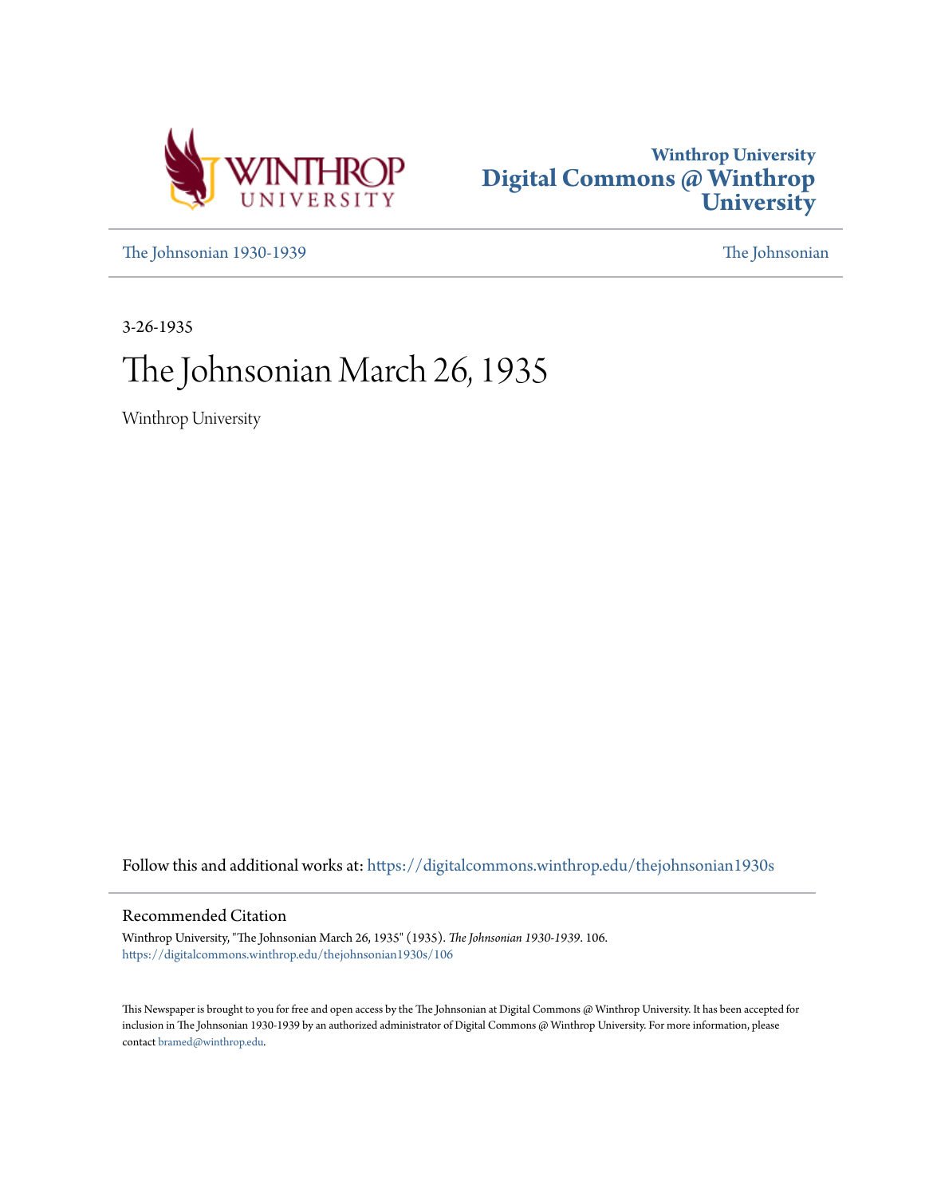Winthrop University
Digital Commons @ Winthrop University

[The Johnsonian 1930-1939](https://digitalcommons.winthrop.edu/thejohnsonian1930s) | [The Johnsonian](https://digitalcommons.winthrop.edu/thejohnsonian)

3-26-1935

# The Johnsonian March 26, 1935

Winthrop University

Follow this and additional works at: https://digitalcommons.winthrop.edu/thejohnsonian1930s

## Recommended Citation

Winthrop University, "The Johnsonian March 26, 1935" (1935). *The Johnsonian 1930-1939*. 106.
https://digitalcommons.winthrop.edu/thejohnsonian1930s/106

This Newspaper is brought to you for free and open access by the The Johnsonian at Digital Commons @ Winthrop University. It has been accepted for inclusion in The Johnsonian 1930-1939 by an authorized administrator of Digital Commons @ Winthrop University. For more information, please contact bramed@winthrop.edu.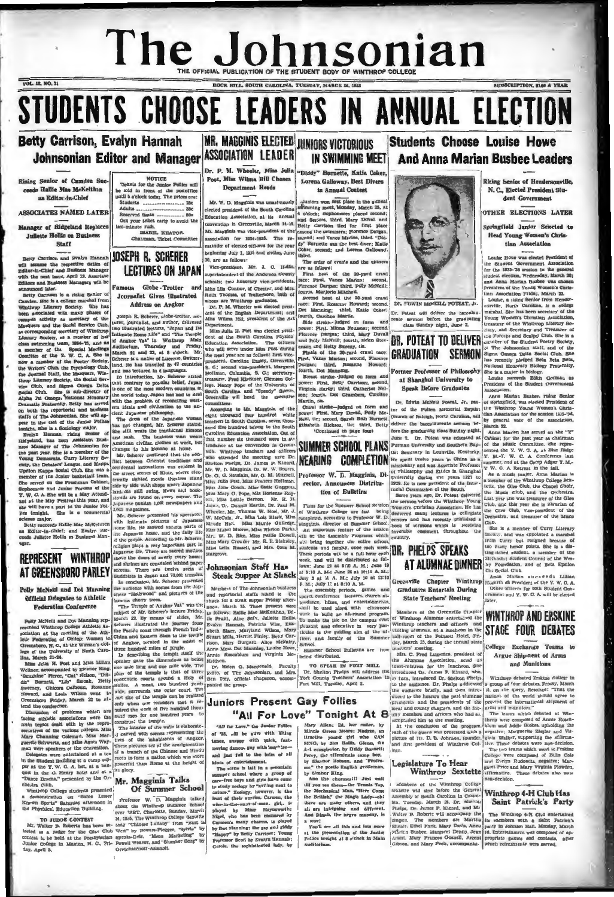# The Johnsonian

THE OFFICIAL PUBLICATION OF THE STUDENT BODY OF WINTHROP COLLEGE

VOL. 12, NO. 21 — ROCK HILL, SOUTH CAROLINA, TUESDAY, MARCH 26, 1935 — SUBSCRIPTION, $1.00 A YEAR

# STUDENTS CHOOSE LEADERS IN ANNUAL ELECTION

## Betty Carrison, Evalyn Hannah Johnsonian Editor and Manager

### Rising Senior of Camden Succeeds Hallie Mae McKeithen as Editor-in-Chief

### ASSOCIATES NAMED LATER

### Manager of Ridgeland Replaces Juliette Hollis on Business Staff

Betty Carrison and Evalyn Hannah will assume the respective duties of Editor-in-Chief and Business Manager with the next issue, April 12. Associate Editors and Business Managers will be announced later.

Betty Carrison is a rising senior of Camden. She is a college marshal from Winthrop Literary Society. She has been associated with many phases of campus activity as secretary of the Masquers and the Social Service Club, as corresponding secretary of Winthrop Literary Society, as a member of her class swimming team, 1934-'35, and as a member of the Special Meetings Committee of the Y. W. C. A. She is now a member of the Poetry Society, the Writers' Club, the Psychology Club, the Journal Staff, the Masquers, Winthrop Literary Society, the Social Service Club, and Sigma Omega Delta Social Club. She is sub-director of Alpha Psi Omega, National Honorary Dramatic Fraternity. Betty has served on both the reportorial and business staffs of The Johnsonian. She will appear in the cast of the Junior Follies tonight. She is a Sociology major.

Evalyn Hannah, rising Senior of Ridgeland, has been Assistant Business Manager of The Johnsonian for the past year. She is a member of the Young Democrats, Curry Literary Society, the Debaters' League, and Kappa Upsilon Kappa Social Club. She was a member of the Junior basketball team. She served on the Freshman Cabinet, Sophomore and Junior Forums of the Y. W. C. A. She will be a May Attendant at the May Festival this year, and she will have a part in the Junior Follies tonight. She is a commercial science major.

Retiring heads are Hallie Mae McKeithen as Editor-in-Chief; and Evalyn succeeds Juliette Hollis as Business Manager.

## REPRESENT WINTHROP AT GREENSBORO PARLEY

### Polly McNeill and Dot Manning Official Delegates to Athletic Federation Conference

Polly McNeill and Dot Manning represented Winthrop College Athletic Association at the meeting of the Athletic Federation of College Women in Greensboro, N. C., at the Woman's College of the University of North Carolina, March 21-24.

Miss Julia H. Post and Miss Lillian Wellner, accompanied by Eleanor Hing, "Sunshine" Pierce, "Cat" Nelson, "Didi" Burnett, "Lib" Smoak, Hetty Sweeney, Chicora Calhoun, Rosanne Howard, and Lois Wilson went to Greensboro Friday, March 21 to attend the conference.

Discussion of problems which are facing athletic associations were the main topics dealt with by the representatives of the various colleges. Miss Mary Channing Coleman, Miss Marguerite Schwarz, and Miss Agnes Wayman were speakers of the convention.

Delegates were entertained at a tea in the Student Building at a camp supper at the Y. W. C. A. hut, at a banquet in the O. Henry hotel and at a "Dance Drama," presented by the Orchesis Club.

Winthrop College students presented a demonstration on "Some Lesser Known Sports" Saturday afternoon in the Physical Education Building.

### TO JUDGE CONTEST

Mr. Walter B. Roberts has been selected as a judge for the Glee Club contest to be held at the Presbyterian Junior College in Maxton, N. C., Friday, April 5.

---

**NOTICE**

Tickets for the Junior Follies will be sold in front of the postoffice until 8 o'clock today. The prices are:

Students ............ 25c
Adults ............ 35c
Reserved Seats ............ 50c

Get your ticket early to avoid the last-minute rush.

ISABEL KEATON,
Chairman, Ticket Committee

## JOSEPH R. SCHERER LECTURES ON JAPAN

### Famous Globe-Trotter and Journalist Gives Illustrated Address on Angkor

Joseph R. Scherer, globe-trotter, lecturer, journalist, and author, delivered two illustrated lectures, "Japan and Its Intimate Home Life" and "The Temple of Angkor Vat" in Winthrop Main Auditorium, Thursday and Friday, March 21 and 22, at 8 o'clock. Mr. Scherer is a native of Lucerne, Switzerland. He has travelled in 47 countries and has lectured in 6 languages.

In introduction, Mr. Scherer stated that contrary to popular belief, Japan is one of the most modern countries in the world today. Japan has had to deal with the problem of reconciling western ideals and civilization to the ancient Japanese philosophy.

The dress of the Japanese woman has not changed, Mr. Scherer stated. She still wears the traditional kimona and sash. The business man wears American civilian clothes at work, but changes to his kimono at home.

Mr. Scherer continued that the conflict between Oriental traditions and occidental innovations was evident in the street scenes of Kioto, where electrically lighted movie theatres stand side by side with shops where Japanese lanterns still swing. News and bookstands are found on every corner. The Japanese publish 1,068 newspapers and 3,000 magazines.

Mr. Scherer presented his spectators with intimate pictures of Japanese home life. He showed various parts of the Japanese home, and the daily life of the people. According to Mr. Scherer, religion plays a very important part in Japanese life. There are sacred motions above the doors of nearly every home; and shrines are concealed behind paper screens. There are twelve sects of Buddhism in Japan and 70,000 temples.

In conclusion, Mr. Scherer presented the audience with scenes from the Japanese "Hollywood" and pictures of the famous cherry trees.

"The Temple of Angkor Vat" was the subject of Mr. Scherer's lecture Friday, March 22. By means of slides, Mr. Scherer illustrated the journey from the Pacific coast through French Indo-China and Eastern Siam to the temple of Angkor, located in the midst of three hundred miles of jungle.

In describing the temple itself the speaker gave the dimensions as being one mile long and one mile wide. The plan of the temple is that of three concentric courts around a Holy of Holies. A moat, two hundred yards wide, surrounds the outer court. The vast size of the temple can be realized only when one considers that it required the work of five hundred thousand men for one hundred years to construct the temple.

The interior of the wide is elaborately carved with scenes representing the lives of the inhabitants of Angkor. These pictures tell of the amalgamation of a branch of the Chinese and Hindu races to form a nation which was more powerful than Rome at the height of its glory.

## Mr. Magginis Talks Of Summer School

Professor W. D. Magginis talked about the Winthrop Summer School over WBT, Charlotte, Sunday, March 24, 1935. The Winthrop College Sextette sang "Chinese Lullaby" from "East is West" by Bowers-Plogger, "Sylvia" by Speaks-Dyle, "Moon Marketing" by Powell Weaver, and "Slumber Song" by Gretchaninoff-Aslanoff.

## MR. MAGGINIS ELECTED ASSOCIATION LEADER

### Dr. P. M. Wheeler, Miss Julia Post, Miss Wilma Hill Chosen Department Heads

Mr. W. D. Magginis was unanimously elected president of the South Carolina Education Association, at its annual convention in Greenville, March 14-16. Mr. Magginis was vice-president of the association for 1934-1935. The remainder of elected officers for the year beginning July 1, 1935 and ending June 30, are as follows:

Vice-president, Mr. J. C. Hollis, superintendent of the Anderson County schools; two honorary vice-presidents, Miss Lila Connor, of Chester, and Mrs. Ruth Thomas, of Walterboro, both of whom are Winthrop graduates.

Dr. P. M. Wheeler was elected president of the English Department; and Miss Wilma Hill, president of the Art Department.

Miss Julia H. Post was elected president of the South Carolina Physical Education Association. The officers who will serve under Miss Post during the next year are as follows: first vice-president, Caroline Eassey, Greenville, S. C.; second vice-president, Margaret Hoffman, Columbia, S. C.; secretary-treasurer, Fred Kirchner, Clemson College. Nancy Pope of the University of South Carolina and "Speedy" Speers, Greenville will head the executive committee.

According to Mr. Magginis, of the eight thousand four hundred white teachers in South Carolina, seven thousand five hundred belong to the South Carolina Education Association. Out of that number six thousand were in attendance at the convention in Greenville. Winthrop teachers and officers who attended the meeting were Dr. Shelton Phelps, Dr. James P. Kinard, Mr. W. D. Magginis, Dr. W. W. Rogers, Dr. G. O. Morrison, Mr. G. M. Mitchell, Miss Julia Post, Miss Frances Hoffman, Miss Jane Couch, Miss Bade Goggans, Miss Mary G. Pope, Miss Hortense Rogers, Miss Lottie Barron, Mr. R. H. Jones, Dr. Donald Martin, Dr. Paul M. Wheeler, Mr. Thomas W. Noel, Mr. J. W. McCain, Jr., Miss Lois Black, Miss Maude Hall, Miss Mamie Gulledge, Miss Mabel Moorer, Miss Winton Parks, Mrs. W. D. Rice, Miss Nellie Dowell, Miss Mary Crowder, Mr. R. E. Blakeley, Miss Lelia Russell, and Mrs. Cora M. Hargrove.

## Johnsonian Staff Has Steak Supper At Shack

Members of The Johnsonian business and reportorial staffs hiked to the shack for a steak supper Friday afternoon, March 15. Those present were as follows: Hallie Mae McKeithen, Billie Pruitt, Alice Self, Juliette Hollis, Evalyn Hannah, Patricia Wise, Elizabeth Starr, Maryland Wilson, Mary Stuart Mills, Harriet Finley, Betty Carrison, Mary Burgard, Alice McAbey, Anne Moss, Dot Manning, Louise Howe, Annie Rosenblum and Virginia McKeithen.

Dr. Helen G. Macdonald, Faculty Editor of The Johnsonian, and Mrs. Ben Trey, official chaperon, accompanied the group.

## JUNIORS VICTORIOUS IN SWIMMING MEET

### "Diddy" Burnette, Katie Coker, Lorena Galloway, Best Divers in Annual Contest

Juniors won first place in the annual swimming meet, Monday, March 25, at 4 o'clock; sophomores placed second; and Seniors, third. Mary Duvall and Betty Carrison tied for first place among the swimmers; Florence Dargan, second; and Vance Marion, third. "Diddy" Burnette was the best diver; Katie Coker, second; and Lorena Galloway, third.

The order of events and the winners are as follows:

First heat of the 20-yard crawl race: First, Vance Marion; second, Florence Dargan; third, Polly McNeill; fourth, Marjorie Mitchell.

Second heat of the 20-yard crawl race: First, Rosanne Howard; second, Dot Manning; third, Katie Coker; fourth, Caroline Martin.

Side stroke—judged on form and power: First, Minna Neumer; second, Florence Dargan; third, Mary Duvall and Polly McNeill; fourth, Helen Stevenson and Hetty Sweeny, tie.

Finals of the 20-yard crawl race: First, Vance Marion; second, Florence Dargan; third, Rosanne Howard; fourth, Dot Manning.

Breast stroke—judged on form and power: First, Betty Carrison; second, Virginia Harby; third, Catherine Nelson; fourth, Dot Chambers, Caroline Martin, tie.

Crawl stroke—judged on form and power: First, Mary Duvall, Polly McNeill, tie; second, Sarah Beth Burnett, Elizabeth Hickson, tie; third, Betty

(Continued on page four)

## SUMMER SCHOOL PLANS NEARING COMPLETION

### Professor W. D. Magginis, Director, Announces Distribution of Bulletins

Plans for the Summer School Session of Winthrop College are fast being completed, according to Professor W. D. Magginis, director of Summer School. An important feature of the session will be the Assembly Programs, which will bring together the entire school, students and faculty, once each week. These periods will be a full hour each week, and will be distributed as follows: June 12 at 8:10 A. M.; June 19 at 9:10 A. M.; June 26 at 10:10 A. M.; July 3 at 11 A. M.; July 10 at 12:10 P. M.; July 17 at 8:10 A. M.

The assembly periods, games and sports, conference lectures, church attendance, plays, and entertainments shall be used along with classroom work to build an all-round program. To make the life on the campus more pleasant and educative in every particular is the guiding aim of the officer, and faculty of the Summer School.

Summer School Bulletins are now being distributed.

### TO SPEAK IN FORT MILL

Dr. Shelton Phelps will address the York County Teachers' Association in Fort Mill, Tuesday, April 2.

## Juniors Present Gay Follies "All For Love" Tonight At 8

"All for Love," the Junior Follies of '36, will be alive with lilting tunes, snappy with quick, fast-moving dances, gay with laughter—and just full to the brim of all kinds of entertainment.

The scene is laid in a mountain summer school where a group of care-free boys and girls have come to study zoology by "getting next to nature." Zoology, however, is the least of their worries. Carmen, the wise-in-the-ways-of-men, girl, is played by Mar Haynsworth; Nigel, who has been ensnared by Carmen's many charms, is played by Dot Manning; the gay and giddy "Happy" by Betty Carrison; Young Professor Scott by Evalyn Hannah; Carole, the sophisticated lady, by Mary Allen; Ed, her suitor, by Minnie Green Moore; Nadyne, an literate young girl who CAN SING, by Ann Hollis, Glenn, the A-1 complainer, by Diddy Burnett; Perry, the effeminate camp boy, by Eleanor Hobson, and "Professor," the poetic English gentleman, by Eleanor King.

And the choruses!!! Just wait till you see them—the Tennis Tap, the Mechanical Man, "Here Come the British," the Magic Lady—oh! there are many others, and they all are intriguing and different. And Dinah, the negro mammy, is a wow!

You'll see all this and lots more at the presentation of the Junior Follies tonight at 8 o'clock in Main Auditorium.

## Students Choose Louise Howe And Anna Marian Busbee Leaders

### Rising Senior of Hendersonville, N. C., Elected President Student Government

### OTHER ELECTIONS LATER

### Springfield Junior Selected to Head Young Women's Christian Association

Louise Howe was elected President of the Student Government Association for the 1935-'36 session in the general student election, Wednesday, March 20; and Anna Marian Busbee was chosen president of the Young Women's Christian Association Friday, March 22.

Louise, a rising Senior from Hendersonville, North Carolina, is a college marshal. She has been secretary of the Young Women's Christian Association, treasurer of the Winthrop Literary Society, and Secretary and Treasurer of the Forum and Sceptre Club. She is a member of the Student Poetry Society, of The Johnsonian staff, and of the Sigma Omega Delta Social Club. She has recently pledged Beta Beta Beta, National Honorary Biology Fraternity. She is a major in biology.

Louise succeeds Edith Gorman as President of the Student Government Association.

Anna Marian Busbee, rising Senior of Springfield, was elected President of the Winthrop Young Women's Christian Association for the session 1935-'36, by general vote of the association, March 22.

Anna Marian has served on the "Y" Cabinet for the past year as chairman of the Music Committee. She represented the Y. W. C. A. at Blue Ridge Y. M.-Y. W. C. A. Conference last summer, and at the Camp Adger Y. M.-Y. W. C. A. Retreat in the fall.

As a music major, Anna Marian is a member of the Winthrop College Sextette, the Glee Club, the Chapel Choir, the Music Club, and the Orchestra. Last year she was treasurer of the Glee Club, and this year she is librarian of the Glee Club, vice-president of the Orchestra, and treasurer of the Music Club.

She is a member of Curry Literary Society, and was appointed a marshal from Curry but resigned because of too many honor points. She is a distinguished student, a member of the Methodist Student Council of the Wesley Foundation, and of Beta Epsilon Chi Social Club.

Anna Marian succeeds Lillian Hegarth as President of the Y. W. C. A.

Other officers for both Student Government and Y. W. C. A. will be elected later.

DR. EDWIN McNEILL POTEAT, Jr.

Dr. Poteat will deliver the baccalaureate sermon before the graduating class Sunday night, June 2.

## DR. POTEAT TO DELIVER GRADUATION SERMON

### Former Professor of Philosophy at Shanghai University to Speak Before Graduates

Dr. Edwin McNeill Poteat, Jr., pastor of the Pullen Memorial Baptist Church of Raleigh, North Carolina, will deliver the baccalaureate sermon before the graduating class Sunday night, June 2. Dr. Poteat was educated at Furman University and Southern Baptist Seminary in Louisville, Kentucky. He spent twelve years in China as a missionary and was Associate Professor of Philosophy and Ethics in Shanghai University during the years 1927 to 1929. He is now president of the Interracial Commission of the South.

Some years ago, Dr. Poteat delivered the sermon before the Winthrop Young Women's Christian Association. He has delivered many lectures in collegiate centers and has recently published a book of sermons which is receiving favorable comment throughout the country.

## DR. PHELPS SPEAKS AT ALUMNAE DINNER

### Greenville Chapter Winthrop Graduates Entertain During State Teachers' Meeting

Members of the Greenville Chapter of Winthrop Alumnae entertained the Winthrop teachers and officers and visiting alumnae, at a luncheon in the ballroom of the Poinsett Hotel, Friday, March 15, during the annual state teachers' meeting.

Mrs. C. Fred Laurence, president of the Alumnae Association, acted as toast-mistress for the luncheon. She introduced Dr. James P. Kinard, who, in turn, introduced Dr. Shelton Phelps, to the audience. Dr. Phelps addressed the audience briefly, and then introduced to the hearers the past alumnae presidents and the presidents of the local and county chapters, and the faculty members and officers who had accompanied him to the meeting.

At the conclusion of the program, each of the guests was presented with a picture of Dr. D. B. Johnson, founder, and first president of Winthrop College.

## Legislature To Hear Winthrop Sextette

Members of the Winthrop College sextette will sing before the General Assembly of South Carolina in Columbia, Tuesday, March 26. Dr. Shelton Phelps, Dr. James P. Kinard, and Mr. Walter B. Roberts will accompany the singers. The members are Martha Sheals, Ethel Park, Mary Davis, Anna Marian Busbee, Margaret Denny, Jean Arant, Mary Frances Gossett, Argent Gibson, and Mary Peele, accompanist.

## WINTHROP AND ERSKINE STAGE FOUR DEBATES

### College Exchange Teams to Argue Shipment of Arms and Munitions

Winthrop debated Erskine College in a group of four debates, Friday, March 15, on the query, Resolved: "That the nations of the world should agree to prevent the international shipment of arms and munitions."

The teams which debated at Winthrop were composed of Annie Rosenblum and Addie Stokes, upholding the negative; Marguerite Ziegler and Virginia Walker, supporting the affirmative. These debates were non-decision.

The two teams which went to Erskine College were composed of Billie Cole and Evelyn Rudowitz, negative; Margaret Price and Mary Virginia Plowden, affirmative. These debates also were non-decision.

## Winthrop 4-H Club Has Saint Patrick's Party

The Winthrop 4-H Club entertained its members with a Saint Patrick's party in Johnson Hall, Monday, March 18. Entertainment was composed of appropriate games and contests, after which refreshments were served.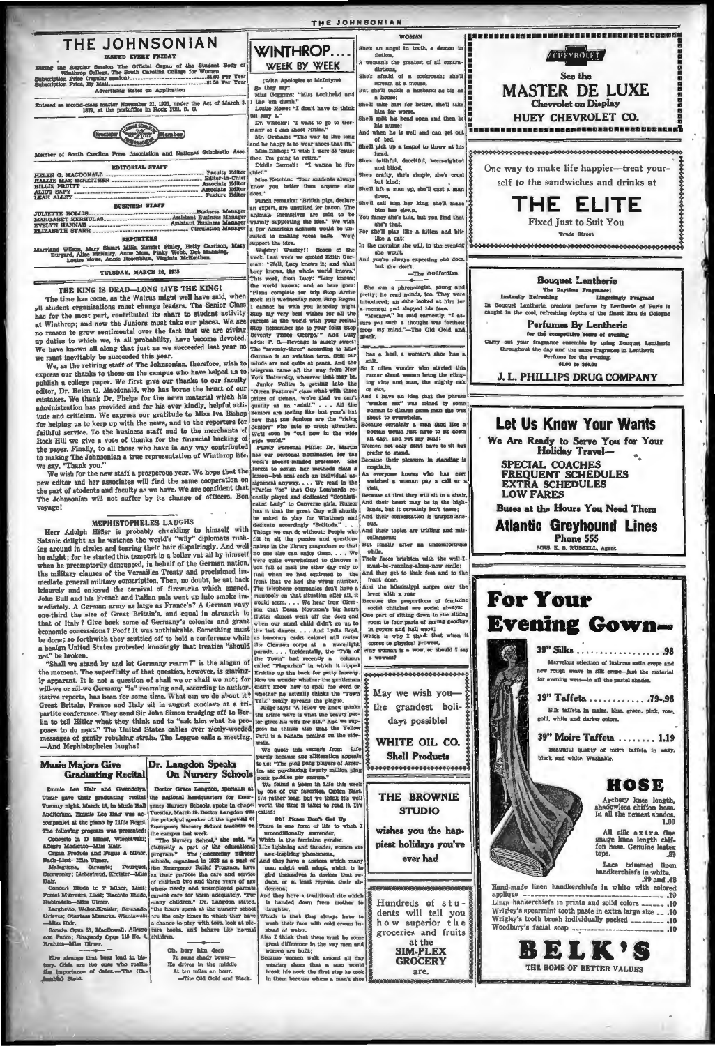# THE JOHNSONIAN

ISSUED EVERY FRIDAY

During the Regular Session The Official Organ of the Student Body of Winthrop College, The South Carolina College for Women

Subscription Price (regular session)..........$1.00 Per Year
Subscription Price, By Mail..........$1.50 Per Year

Advertising Rates on Application

Entered as second-class matter November 21, 1923, under the Act of March 3, 1879, at the postoffice in Rock Hill, S. C.

Member

Member of South Carolina Press Association and National Scholastic Assn.

### EDITORIAL STAFF

HELEN G. MACDONALD .......... Faculty Editor
HALLIE MAE McKEITHEN .......... Editor-in-Chief
BILLIE PRUITT .......... Associate Editor
ALICE SAPY .......... Associate Editor
LEAH ALLEY .......... Feature Editor

### BUSINESS STAFF

JULIETTE HOLLIS .......... Business Manager
MARGARET KERHULAS .......... Assistant Business Manager
EVELYN HANNAH .......... Assistant Business Manager
ELIZABETH STARR .......... Circulation Manager

### REPORTERS

Maryland Wilson, Mary Stuart Mills, Harriet Finley, Betty Carrison, Mary Burgard, Alice McNairy, Anne Moss, Pinky Webb, Dot Manning, Louise Howe, Annie Rosenblum, Virginia McKeithen.

TUESDAY, MARCH 26, 1935

## THE KING IS DEAD—LONG LIVE THE KING!

The time has come, as the Walrus might well have said, when all student organizations must change leaders. The Senior Class has for the most part, contributed its share to student activity at Winthrop; and now the Juniors must take our places. We see no reason to grow sentimental over the fact that we are giving up duties to which we, in all probability, have become devoted. We have known all along that just as we succeeded last year so we must inevitably be succeeded this year.

We, as the retiring staff of The Johnsonian, therefore, wish to express our thanks to those on the campus who have helped us to publish a college paper. We first give our thanks to our faculty editor, Dr. Helen G. Macdonald, who has borne the brunt of our mistakes. We thank Dr. Phelps for the news material which his administration has provided and for his ever kindly, helpful attitude and criticism. We express our gratitude to Miss Iva Bishop for helping us to keep up with the news, and to the reporters for faithful service. To the business staff and to the merchants of Rock Hill we give a vote of thanks for the financial backing of the paper. Finally, to all those who have in any way contributed to making The Johnsonian a true representation of Winthrop life, we say, "Thank you."

We wish for the new staff a prosperous year. We hope that the new editor and her associates will find the same cooperation on the part of students and faculty as we have. We are confident that The Johnsonian will not suffer by its change of officers. Bon voyage!

## MEPHISTOPHELES LAUGHS

Herr Adolph Hitler is probably chuckling to himself with Satanic delight as he watches the world's "wily" diplomats rushing around in circles and tearing their hair dispairingly. And well he might; for he started this tempest in a boiler vat all by himself when he peremptorily denounced, in behalf of the German nation, the military clauses of the Versailles Treaty and proclaimed immediate general military conscription. Then, no doubt, he sat back leisurely and enjoyed the carnival of fireworks which ensued. John Bull and his French and Italian pals went up into smoke immediately. A German army as large as France's? A German navy one-third the size of Great Britain's, and equal in strength to that of Italy? Give back some of Germany's colonies and grant economic concessions? Poof! It was unthinkable. Something must be done; so forthwith they scuttled off to hold a conference while a benign United States protested knowingly that treaties "should not" be broken.

"Shall we stand by and let Germany rearm?" is the slogan of the moment. The superfluity of that question, however, is glaringly apparent. It is not a question of shall we or shall we not; for will-we or nil-we Germany "is" rearming and, according to authoritative reports, has been for some time. What can we do about it? Great Britain, France and Italy sit in august conclave at a tri-partite conference. They send Sir John Simon trudging off to Berlin to tell Hitler what they think and to "ask him what he proposes to do next." The United States cables over nicely-worded messages of gently rebuking strain. The League calls a meeting. —And Mephistopheles laughs!

## Music Majors Give Graduating Recital

Emmie Lee Hair and Gwendolyn Ulmer gave their graduating recital Tuesday night, March 19, in Music Hall Auditorium. Emmie Lee Hair was accompanied at the piano by Lillie Rogol. The following program was presented:

Concerto in D Minor, Wieniawski; Allegro Moderato—Miss Hair.

Organ Prelude and Fugue A Minor, Bach-Liszt—Miss Ulmer.

Malaguena, Sarasate; Pourquoi, Czerwonky; Liebesleid, Kreisler—Miss Hair.

Concert Etude in F Minor, Liszt; Forest Murmurs, Liszt; Staccato Etude, Rubinstein—Miss Ulmer.

Larghetto, Weber-Kreisler; Serenade, Grieves; Obertass Mazurka, Wieniawski—Miss Hair.

Sonata Opus 57, MacDowell; Allegro con Fuoco; Rhapsody Opus 119 No. 4, Brahms—Miss Ulmer.

How strange that boys lead in history. Girls are the ones who realize the importance of dates.—The (Columbia) State.

## Dr. Langdon Speaks On Nursery Schools

Doctor Grace Langdon, specialist at the national headquarters for Emergency Nursery Schools, spoke in chapel Tuesday, March 19. Doctor Langdon was the principal speaker at the meeting of Emergency Nursery School teachers on the campus last week.

"The Nursery School," she said, "is distinctly a part of the educational program." The emergency nursery schools, organized in 1933 as a part of the Emergency Relief Program, have as their purpose the care and service of children two and three years of age whose needy and unemployed parents cannot care for them adequately. "For many children," Dr. Langdon stated, "the hours spent at the nursery school are the only times in which they have a chance to play with toys, look at picture books, and behave like normal children."

Oh, bury him deep
In some shady bower—
He drives in the middle
At ten miles an hour.
—The Old Gold and Black.

# WINTHROP.... WEEK BY WEEK

(with Apologies to McIntyre)

So they say:

Miss Coggans: "Miss Lochhead and I like 'em dumb."

Louise Howe: "I don't have to think till May 1."

Dr. Wheeler: "I want to go to Germany so I can shoot Hitler."

Mr. Graham: "The way to live long and be happy is to wear shoes that fit."

Miss Bishop: "I wish I were 55 'cause then I'm going to retire."

Eddie Burnett: "I wanna be fire chief."

Miss Ketchin: "Your students always know you better than anyone else does."

Punch remarks: "British pigs, declares an expert, are unsuited for bacon. The animals themselves are said to be warmly supporting the idea." We wish a few American animals would be unsuited to making meat balls. We'd support the idea.

Wuzzy!! Wuzzy!! Scoop of the week. Last week we quoted Edith Gorman: "Well, Lucy knows it; and what Lucy knows, the whole world knows." This week, from Lucy: "Lucy knows, the world knows; and so here goes: 'Plans complete for trip Stop Arrive Rock Hill Wednesday noon Stop Regret I cannot be with you Monday night Stop My very best wishes for all the success in the world with your recital Stop Remember me to your folks Stop Seventy Three George.'" And Lucy adds: "P. S.—Revenge is surely sweet!" The "seventy-three" according to Miss Gorman is an aviation term. Still our minds are not quite at peace. And the telegram came all the way from New York University, wherever that may be.

Junior Follies is getting into the "Green Pastures" class what with three prices of tickets, we're glad we can't qualify as an "adult." . . . All the Seniors are feeling like last year's hat now that the Juniors are the "rising Seniors" who rate so much attention. We'll soon be "out now in the wide wide world."

Purely Personal Piffle: Dr. Martin has our personal nomination for the week's absent-minded professor. She forgot to assign her methods class a lesson—but sent each an individual assignment anyway. . . . We read in the "Paris Too" that Guy Lombardo recently played and dedicated "Sophisticated Lady" to Converse girls. Rumor has it that the great Guy will shortly be asked to play for Winthrop and dedicate accordingly "Solitude." . . . Things we can do without: People who fill in all the puzzles and questionnaires in the library magazines so that no one else can enjoy them. . . . We were quite overwhelmed to discover a box full of mail the other day only to find when we had squinted to the front that we had the wrong number. The telephone companies don't have a monopoly on that situation after all, it would seem. . . . We hear from Clemson that Dessa Newman's big heart flutter almost went off the deep end when our angel child didn't go up to the last dances. . . . And Lydia Boyd, as honorary cadet colonel will review the Clemson corps at a moonlight parade. . . . Incidentally, the "Talk of the Town" had recently a column called "Plagarism" in which it ripped Erskine up the back for petty larceny. Now we wonder whether the gentleman didn't know how to spell the word or whether he actually thinks the "Town Talk" really spreads the plague.

Judge says: "A fellow we know thinks the crime wave is what the beauty parlor gives his wife for $15." And we suppose he thinks also that the Yellow Peril is a banana peeling on the sidewalk.

We quote this remark from Life purely because the alliteration appeals to us: "The ping pong players of America are purchasing twenty million ping pong paddles per annum."

We found a poem in Life this week by one of our favorites, Ogden Nash. It's rather long, but we think it's well worth the time it takes to read it. It's called:

### Oh! Please Don't Get Up

There is one form of life to which I unconditionally surrender,
Which is the feminine gender.
Like lightning and thunder, women are awe-inspiring phenomena,
And they have a custom which many man might well adopt, which is to gird themselves in devices that reduce, or at least repress, their abdomena;
And they have a traditional rite which is handed down from mother to daughter,
Which is that they always have to wash their face with cold cream instead of water.
Also I think that there must be some great difference in the way men and women are built;
Because women walk around all day wearing shoes that a man would break his neck the first step he took in them because where a man's shoe

### WOMAN

She's an angel in truth, a demon in fiction,
A woman's the greatest of all contradictions,
She's afraid of a cockroach; she'll scream at a mouse,
But she'll tackle a husband as big as a house;
She'll take him for better, she'll take him for worse,
She'll split his head open and then be his nurse;
And when he is well and can get out of bed,
She'll pick up a teapot to throw at his head.
She's faithful, deceitful, keen-sighted and blind,
She's crafty, she's simple, she's cruel but kind;
She'll lift a man up, she'll cast a man down,
She'll call him her king, she'll make him her clown.
You fancy she's this, but you find that she's that,
For she'll play like a kitten and bite like a cat:
In the morning she will, in the evening she won't,
And you're always expecting she does, but she don't.

—The Gulfordian.

She was a phrenologist, young and pretty; he read minds, too. They were introduced; an elder looked at him for a moment and slapped his face.

"Madame," he said earnestly, "I assure you such a thought was farthest from my mind."—The Old Gold and Black.

has a heel, a woman's shoe has a stilt.

So I often wonder who started this rumor about women being the clinging vine and men, the mighty oak or elm,

And I have an idea that the phrase "weaker sex" was coined by some woman to disarm some man she was about to overwhelm,

Because certainly a man shod like a woman would just have to sit down all day; and yet my head!

Women not only don't have to sit but prefer to stand,

Because their pleasure in standing is exquisite,

As everyone knows who has ever watched a woman pay a call or a visit,

Because at first they will sit in a chair, And their heart may be in the highlands, but it certainly isn't there;

And their conversation is unspontaneous,

And their topics are trifling and miscellaneous,

But finally after an uncomfortable while,

Their faces brighten with the well-I-must-be-running-along-now smile;

And they get to their feet and to the front door,

And the Mississippi surges over the levee with a roar

Because the proportions of feminine social chitchat are social always:

One part of sitting down in the sitting room to four parts of saying goodbye in foyers and hall ways;

Which is why I think that when it comes to physical prowess,

Why woman is a wow, or should I say a wowess?

May we wish you— the grandest holidays possible!

**WHITE OIL CO.**

Shell Products

**THE BROWNIE STUDIO**

wishes you the happiest holidays you've ever had

Hundreds of students will tell you how superior the groceries and fruits at the **SIM-PLEX GROCERY** are.

CHEVROLET

See the

# MASTER DE LUXE

Chevrolet on Display

**HUEY CHEVROLET CO.**

One way to make life happier—treat yourself to the sandwiches and drinks at

# THE ELITE

Fixed Just to Suit You

Trade Street

### Bouquet Lentheric

The Daytime Fragrance!

Instantly Refreshing — Lingeringly Fragrant

In Bouquet Lentheric, precious perfume by Lentheric of Paris is caught in the cool, refreshing depths of the finest Eau de Cologne

### Perfumes By Lentheric

for the competitive hours of evening

Carry out your fragrance ensemble by using Bouquet Lentheric throughout the day and the same fragrance in Lentheric Perfume for the evening.

$1.00 to $10.00

**J. L. PHILLIPS DRUG COMPANY**

## Let Us Know Your Wants

We Are Ready to Serve You for Your Holiday Travel—

SPECIAL COACHES
FREQUENT SCHEDULES
EXTRA SCHEDULES
LOW FARES

Buses at the Hours You Need Them

**Atlantic Greyhound Lines**

Phone 555

MRS. E. B. RUSSELL, Agent

# For Your Evening Gown—

**39" Silks .......... .98**

Marvelous selection of lustrous satin crepe and new rough weave in silk crepe—just the material for evening wear—in all the pastel shades.

**39" Taffeta .......... .79-.98**

Silk taffeta in maize, blue, green, pink, rose, gold, white and darker colors.

**39" Moire Taffeta .......... 1.19**

Beautiful quality of moire taffeta in navy, black and white. Washable.

## HOSE

Archery knee length, shadowless chiffon hose. In all the newest shades. 1.00

All silk extra fine gauge knee length chiffon hose. Genuine lastex tops. .89

Lace trimmed linen handkerchiefs in white. .29 and .48

Hand-made linen handkerchiefs in white with colored applique .......... .19

Linen handkerchiefs in prints and solid colors .......... .10

Wrigley's spearmint tooth paste in extra large size .......... .10

Wrigley's tooth brush individually packed .......... .10

Woodbury's facial soap .......... .10

# BELK'S

THE HOME OF BETTER VALUES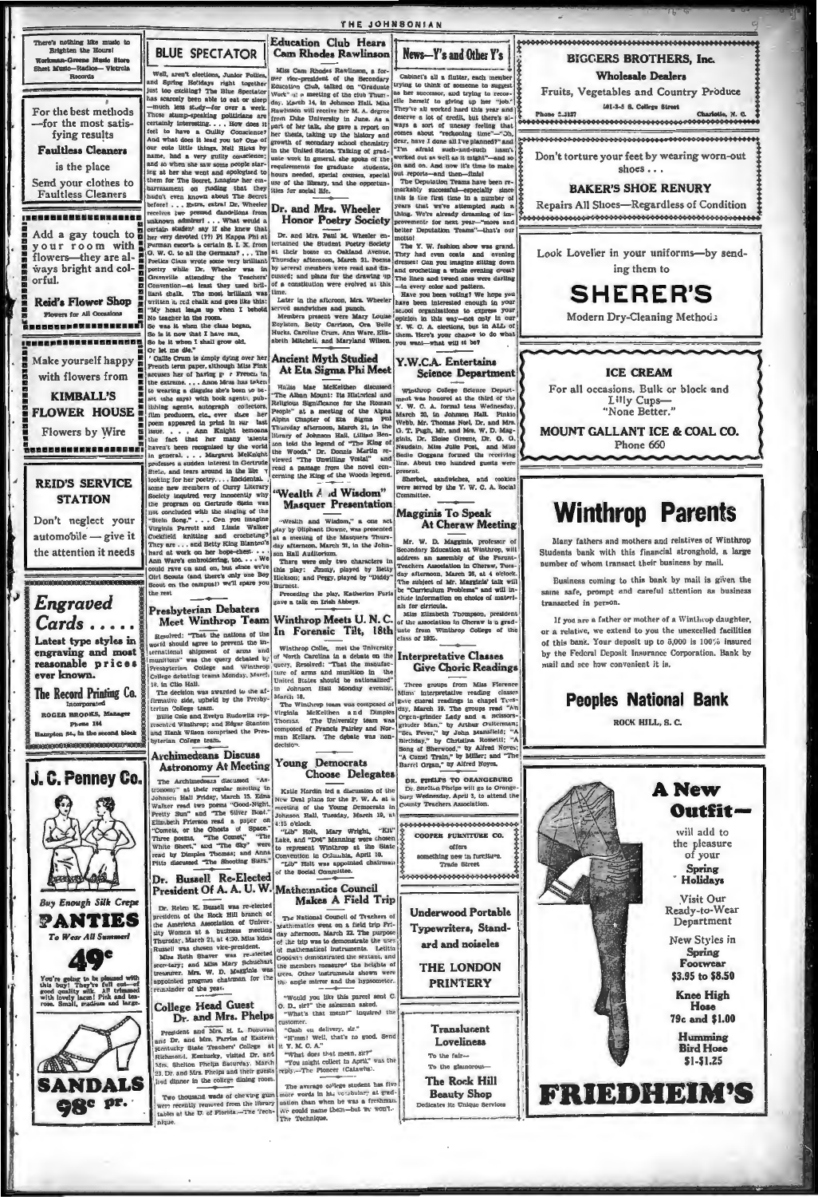There's nothing like music to Brighten the Hours!

Workman-Greene Music Store
Sheet Music—Radios—Victrola Records

For the best methods —for the most satisfying results

**Faultless Cleaners** is the place

Send your clothes to Faultless Cleaners

Add a gay touch to your room with flowers—they are always bright and colorful.

**Reid's Flower Shop**
Flowers for All Occasions

Make yourself happy with flowers from

**KIMBALL'S FLOWER HOUSE**

Flowers by Wire

**REID'S SERVICE STATION**

Don't neglect your automobile — give it the attention it needs

***Engraved Cards . . . . .***

Latest type styles in engraving and most reasonable prices ever known.

**The Record Printing Co.**
Incorporated
ROGER BROOKS, Manager
Phone 164
Hampton St., in the second block

**J. C. Penney Co.**

Buy Enough Silk Crepe

**PANTIES**
To Wear All Summer!

**49c**

You're going to be pleased with this buy! They're full cut—of good quality silk. All trimmed with lovely laces! Pink and tea-rose. Small, medium and large.

**SANDALS**
**98c pr.**

## BLUE SPECTATOR

Well, aren't elections, Junior Follies, and Spring Holidays right together just too exciting? The Blue Spectator has scarcely been able to eat or sleep—much less study—for over a week. These stump-speaking politicians are certainly interesting. . . . How does it feel to have a Guilty Conscience? And what does it lead you to? One of our cute little things, Nell Hicks by name, had a very guilty conscience; and so when she saw some people staring at her she went and apologized to them for The Secret. Imagine her embarrassment on finding that they hadn't even known about The Secret before! . . . Extra, extra! Dr. Wheeler receives two pressed dandelions from unknown admirer! . . . What would a certain student say if she knew that her very devoted (??) Pi Kappa Phi at Furman escorts a certain S. I. K. from G. W. C. to all the Germans? . . . The Poetics Class wrote some very brilliant poetry while Dr. Wheeler was in Greenville attending the Teachers' Convention—at least they used brilliant chalk. The most brilliant was written in red chalk and goes like this:

"My heart leaps up when I behold
No teacher in the room.
So was it when the class began,
So is it now that I have run,
So be it when I shall grow old,
Or let me die."

' Callie Crum is simply dying over her French term paper, although Miss Fink accuses her of having p r French in the extreme. . . . Anne Mims has taken to wearing a disguise she's been so beset (she says) with book agents, publishing agents, autograph collectors, film producers, etc., ever since her poem appeared in print in our last issue. . . . Ann Knight bemoans the fact that her many talents haven't been recognized by the world in general. . . . Margaret McKnight professes a sudden interest in Gertrude Stein, and tears around in the libr y looking for her poetry. . . . Incidental. some new members of Curry Literary Society inquired very innocently why the program on Gertrude Stein was not concluded with the singing of the "Stein Song." . . . Can you imagine Virginia Parrott and Lizzie Walker Crockfield knitting and crocheting? They are . . . and Betty King Blanton's hard at work on her hope-chest. . . . Ann Ware's embroidering, too. . . . We could rave on and on, but since we're Girl Scouts (and there's only one Boy Scout on the campus!) we'll spare you the rest

## Presbyterian Debaters Meet Winthrop Team

Resolved: "That the nations of the world should agree to prevent the international shipment of arms and munitions" was the query debated by Presbyterian College and Winthrop College debating teams Monday, March 18, in Clio Hall.

The decision was awarded to the affirmative side, upheld by the Presbyterian College team.

Billie Cole and Evelyn Rudowitz represented Winthrop; and Edgar Stanton and Hank Wilson comprised the Presbyterian College team.

## Archimedeans Discuss Astronomy At Meeting

The Archimedeans discussed "Astronomy" at their regular meeting in Johnson Hall Friday, March 15. Edna Walker read two poems "Good-Night, Pretty Sun" and "The Silver Boat." Elizabeth Frierson read a paper on "Comets, or the Ghosts of Space." Three poems, "The Comet," "The White Sheet," and "The Sky" were read by Dimples Thomas; and Anne Pitts discussed "The Shooting Stars."

## Dr. Bussell Re-Elected President Of A. A. U. W.

Dr. Helen K. Bussell was re-elected president of the Rock Hill branch of the American Association of University Women at a business meeting Thursday, March 21, at 4:30. Miss Idris Rusell was chosen vice-president. Miss Ruth Shaver was re-elected secretary; and Miss Mary Schuchart treasurer. Mrs. W. D. Magginis was appointed program chairman for the remainder of the year.

## College Head Guest Dr. and Mrs. Phelps

President and Mrs. H. L. Donovan and Dr. and Mrs. Furrias of Eastern Kentucky State Teachers' College at Richmond, Kentucky, visited Dr. and Mrs. Shelton Phelps Saturday, March 23. Dr. and Mrs. Phelps and their guests had dinner in the college dining room.

Two thousand wads of chewing gum were recently removed from the library tables at the U. of Florida.—The Technique.

## Education Club Hears Cam Rhodes Rawlinson

Miss Cam Rhodes Rawlinson, a former vice-president of the Secondary Education Club, talked on "Graduate Work" at a meeting of the club Thursday, March 14, in Johnson Hall. Miss Rawlinson will receive her M. A. degree from Duke University in June. As a part of her talk, she gave a report on her thesis, taking up the history and growth of secondary school chemistry in the United States. Talking of graduate work in general, she spoke of the requirements for graduate students, hours needed, special courses, special use of the library, and the opportunities for social life.

## Dr. and Mrs. Wheeler Honor Poetry Society

Dr. and Mrs. Paul M. Wheeler entertained the Student Poetry Society at their home on Oakland Avenue, Thursday afternoon, March 21. Poems by several members were read and discussed; and plans for the drawing up of a constitution were evolved at this time.

Later in the afternoon, Mrs. Wheeler served sandwiches and punch.

Members present were Mary Louise Boylston, Betty Carrison, Ora Belle Hucks, Caroline Crum, Ann Ware, Elizabeth Mitchell, and Maryland Wilson.

## Ancient Myth Studied At Eta Sigma Phi Meet

Hallie Mae McKeithen discussed "The Alban Mount: Its Historical and Religious Significance for the Roman People" at a meeting of the Alpha Alpha Chapter of Eta Sigma Phi Thursday afternoon, March 21, in the library of Johnson Hall. Lillian Benson told the legend of "The King of the Woods." Dr. Donnis Martin reviewed "The Dwelling Vestal" and read a passage from the novel concerning the King of the Woods legend.

## "Wealth A d Wisdom" Masquer Presentation

"Wealth and Wisdom," a one act play by Oliphant Downe, was presented at a meeting of the Masquers Thursday afternoon, March 21, in the Johnson Hall Auditorium.

There were only two characters in this play: Jimmy, played by Betty Hickson; and Peggy, played by "Diddy" Burnett.

Preceding the play, Katherine Faris gave a talk on Irish Abbeys.

## Winthrop Meets U. N. C. In Forensic Tilt, 18th

Winthrop College met the University of North Carolina in a debate on the query, Resolved: "That the manufacture of arms and munition in the United States should be nationalized" in Johnson Hall Monday evening, March 18.

The Winthrop team was composed of Virginia McKeithen and Dimples Thomas. The University team was composed of Francis Fairley and Norman Kellars. The debate was non-decision.

## Young Democrats Choose Delegates

Katie Hardin led a discussion of the New Deal plans for the F. W. A. at a meeting of the Young Democrats in Johnson Hall, Tuesday, March 19, at 4:15 o'clock.

"Lib" Holt, Mary Wright, "Kit" Lake, and "Dot" Manning were chosen to represent Winthrop at the State Convention in Columbia, April 10.

"Lib" Holt was appointed chairman of the Social Committee.

## Mathematics Council Makes A Field Trip

The National Council of Teachers of Mathematics went on a field trip Friday afternoon, March 22. The purpose of the trip was to demonstrate the uses of mathematical instruments. Letitia Goodwin demonstrated the sextant, and the members measured the heights of trees. Other instruments shown were the angle mirror and the hypsometer.

---

"Would you like this parcel sent C. O. D., sir?" the salesman asked.

"What's that mean?" inquired the customer.

"Cash on delivery, sir."

"H'mm! Well, that's no good. Send it Y. M. C. A."

"What does that mean, sir?"

"You might collect in April," was the reply.—The Pioneer (Catawba).

---

The average college student has five more words in his vocabulary at graduation than when he was a freshman. We could name them—but we won't.—The Technique.

## News—Y's and Other Y's

Cabinet's all a flutter, each member trying to think of someone to suggest as her successor, and trying to reconcile herself to giving up her "job." They've all worked hard this year and deserve a lot of credit, but there's always a sort of uneasy feeling that comes about "reckoning time"—"Oh, dear, have I done all I've planned?" and "I'm afraid such-and-such hasn't worked out as well as it might"—and so on and on. And now it's time to make out reports—and then—finis!

The Deputation Teams have been remarkably successful—especially since this is the first time in a number of years that we've attempted such a thing. We're already dreaming of improvements for next year—"more and better Deputation Teams"—that's our motto!

The Y. W. fashion show was grand. They had even coats and evening dresses! Can you imagine sitting down and crocheting a whole evening dress? The linen and tweed ones were darling—in every color and pattern.

Have you been voting? We hope you have been interested enough in your school organizations to express your opinion in this way—not only in our Y. W. C. A. elections, but in ALL of them. Here's your chance to do what you want—what will it be?

## Y.W.C.A. Entertains Science Department

Winthrop College Science Department was honored at the third of the Y. W. C. A. formal teas Wednesday, March 20, in Johnson Hall. Pinkie Webb, Mr. Thomas Noel, Dr. and Mrs. G. T. Pugh, Mr. and Mrs. W. D. Magginis, Dr. Eloise Greene, Dr. O. O. Naudain, Miss Jolie Post, and Miss Sadie Goggans formed the receiving line. About two hundred guests were present.

Sherbet, sandwiches, and cookies were served by the Y. W. C. A. Social Committee.

## Magginis To Speak At Cheraw Meeting

Mr. W. D. Magginis, professor of Secondary Education at Winthrop, will address an assembly of the Parent-Teachers Association in Cheraw, Tuesday afternoon, March 26, at 4 o'clock. The subject of Mr. Magginis' talk will be "Curriculum Problems" and will include information on choice of materials for curricula.

Miss Elizabeth Thompson, president of the association in Cheraw is a graduate from Winthrop College of the class of 1925.

## Interpretative Classes Give Choric Readings

Three groups from Miss Florence Mims' interpretative reading classes gave choral readings in chapel Tuesday, March 19. The groups read "An Organ-grinder Lady and a Scissors-grinder Man," by Arthur Gutterman; "Sea Fever," by John Masefield; "A Birthday," by Christina Rossetti; "A Song of Sherwood," by Alfred Noyes; "A Camel Train," by Miller; and "The Barrel Organ," by Alfred Noyes.

**DR. PHELPS TO ORANGEBURG**

Dr. Shelton Phelps will go to Orangeburg Wednesday, April 3, to attend the County Teachers Association.

**COOPER FURNITURE CO.**
offers
something new in furniture.
Trade Street

**Underwood Portable Typewriters, Standard and noiseless**

**THE LONDON PRINTERY**

**Translucent Loveliness**

To the fair—
To the glamorous—

**The Rock Hill Beauty Shop**
Dedicates its Unique Services

**BIGGERS BROTHERS, Inc.**
Wholesale Dealers
Fruits, Vegetables and Country Produce
Phone 2-3137 — 101-3-5 S. College Street — Charlotte, N. C.

Don't torture your feet by wearing worn-out shoes . . .

**BAKER'S SHOE RENURY**
Repairs All Shoes—Regardless of Condition

Look Lovelier in your uniforms—by sending them to

# SHERER'S

Modern Dry-Cleaning Methods

**ICE CREAM**

For all occasions. Bulk or block and Lilly Cups—
"None Better."

**MOUNT GALLANT ICE & COAL CO.**
Phone 660

# Winthrop Parents

Many fathers and mothers and relatives of Winthrop Students bank with this financial stronghold, a large number of whom transact their business by mail.

Business coming to this bank by mail is given the same safe, prompt and careful attention as business transacted in person.

If you are a father or mother of a Winthrop daughter, or a relative, we extend to you the unexcelled facilities of this bank. Your deposit up to 5,000 is 100% insured by the Federal Deposit Insurance Corporation. Bank by mail and see how convenient it is.

**Peoples National Bank**
ROCK HILL, S. C.

**A New Outfit—**

will add to the pleasure of your Spring Holidays

Visit Our Ready-to-Wear Department

New Styles in Spring Footwear
$3.95 to $8.50

Knee High Hose
79c and $1.00

Humming Bird Hose
$1-$1.25

# FRIEDHEIM'S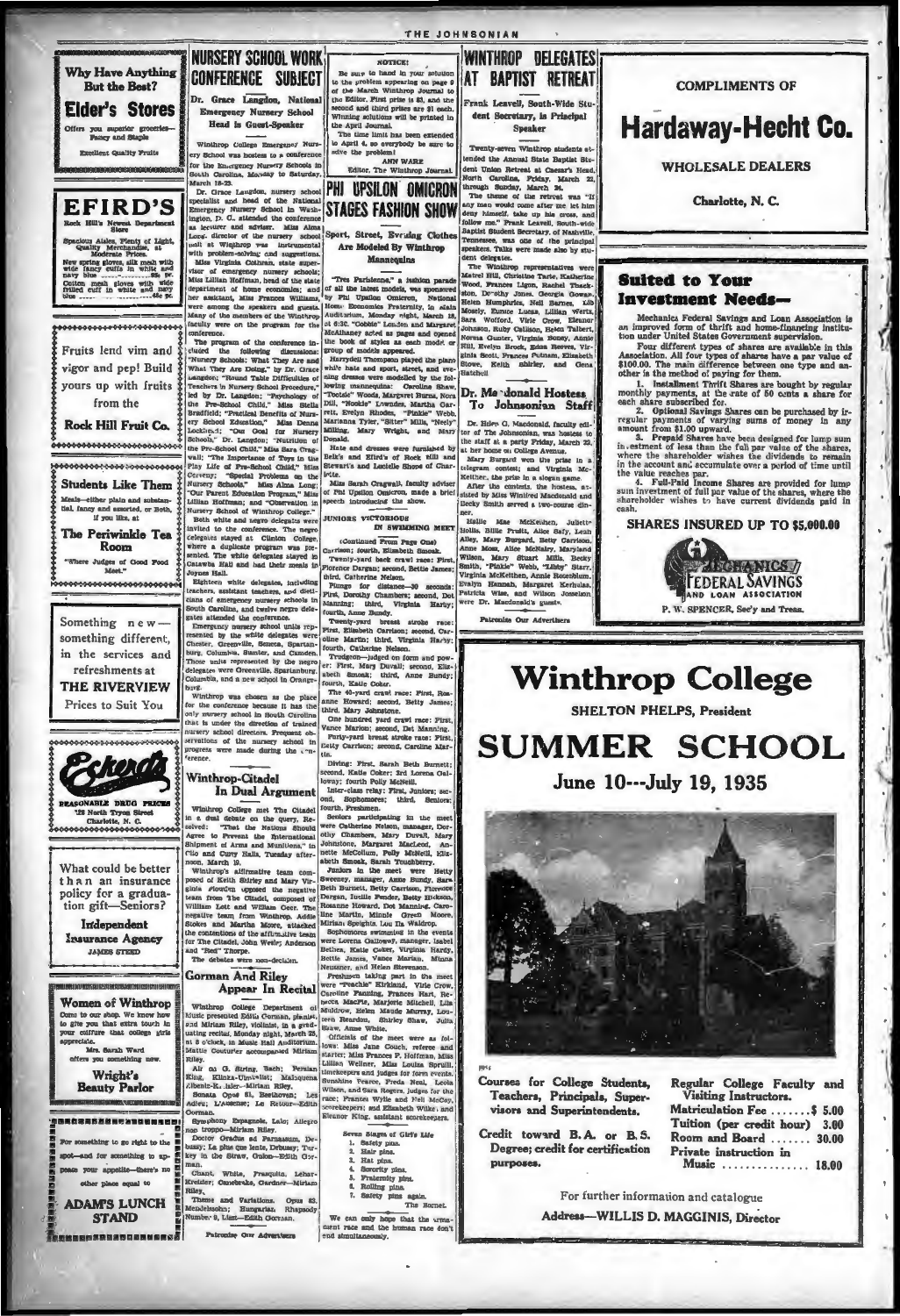**Why Have Anything But the Best?**

**Elder's Stores**

Offers you superior groceries—Fancy and Staple

Excellent Quality Fruits

---

**EFIRD'S**

Rock Hill's Newest Department Store

Spacious Aisles, Plenty of Light, Quality Merchandise, at Moderate Prices.

New spring gloves, silk mesh with wide fancy cuffs in white and navy blue .......... 89c pr.

Cotton mesh gloves with wide frilled cuff in white and navy blue .......... 49c pr.

---

Fruits lend vim and vigor and pep! Build yours up with fruits from the

**Rock Hill Fruit Co.**

---

**Students Like Them**

Meals—either plain and substantial, fancy and assorted, or both, if you like, at

**The Periwinkle Tea Room**

"Where Judges of Good Food Meet."

---

Something new—something different, in the services and refreshments at

**THE RIVERVIEW**

Prices to Suit You

---

**Eckerd's**

REASONABLE DRUG PRICES

128 North Tryon Street

Charlotte, N. C.

---

What could be better than an insurance policy for a graduation gift—Seniors?

**Independent Insurance Agency**

JAMES STEED

---

**Women of Winthrop**

Come to our shop. We know how to give you that extra touch in your coiffure that college girls appreciate.

Mrs. Sarah Ward offers you something new.

**Wright's Beauty Parlor**

---

For something to go right to the spot—and for something to appease your appetite—there's no other place equal to

**ADAM'S LUNCH STAND**

---

# NURSERY SCHOOL WORK CONFERENCE SUBJECT

**Dr. Grace Langdon, National Emergency Nursery School Head is Guest-Speaker**

Winthrop College Emergency Nursery School was hostess to a conference for the Emergency Nursery Schools in South Carolina, Monday to Saturday, March 18-23.

Dr. Grace Langdon, nursery school specialist and head of the National Emergency Nursery School in Washington, D. C. attended the conference as lecturer and adviser. Miss Alma Long, director of the nursery school unit at Winthrop was instrumental with problem-solving and suggestions.

Miss Virginia Cothran, state supervisor of emergency nursery schools; Miss Lillian Hoffman, head of the state department of home economics; and her assistant, Miss Frances Williams, were among the speakers and guests. Many of the members of the Winthrop faculty were on the program for the conference.

The program of the conference included the following discussions: "Nursery Schools: What They Are and What They Are Doing," by Dr. Grace Langdon; "Round Table Difficulties of Teachers in Nursery School Procedure," led by Dr. Langdon; "Psychology of the Pre-School Child," Miss Stella Bradfield; "Practical Benefits of Nursery School Education," Miss Donna Lockhart; "Our Goal for Nursery Schools," Dr. Langdon; "Nutrition of the Pre-School Child," Miss Sara Cragwall; "The Importance of Toys in the Play Life of Pre-School Child," Miss Corveau; "Special Problems on the Nursery Schools," Miss Alma Long; "Our Parent Education Program," Miss Lillian Hoffman; and "Observation in Nursery School of Winthrop College."

Both white and negro delegates were invited to the conference. The negro delegates stayed at Clinton College, where a duplicate program was presented. The white delegates stayed in Catawba Hall and had their meals in Joynes Hall.

Eighteen white delegates, including teachers, assistant teachers, and dietitians of emergency nursery schools in South Carolina, and twelve negro delegates attended the conference.

Emergency nursery school units represented by the white delegates were Chester, Greenville, Seneca, Spartanburg, Columbia, Sumter, and Camden. Those units represented by the negro delegates were Greenville, Spartanburg, Columbia, and a new school in Orangeburg.

Winthrop was chosen as the place for the conference because it has the only nursery school in South Carolina that is under the direction of trained nursery school directors. Frequent observations of the nursery school in progress were made during the conference.

## Winthrop-Citadel In Dual Argument

Winthrop College met The Citadel in a dual debate on the query, Resolved: "That the Nations Should Agree to Prevent the International Shipment of Arms and Munitions," in Clio and Curry Halls, Tuesday afternoon, March 19.

Winthrop's affirmative team composed of Keith Shirley and Mary Virginia Mounden opposed the negative team from The Citadel, composed of William Lott and William Geer. The negative team from Winthrop, Addie Stokes and Martha Moore, attacked the contentions of the affirmative team for The Citadel, John Wells; Anderson and "Red" Thorpe.

The debates were non-decision.

## Gorman And Riley Appear In Recital

Winthrop College Department of Music presented Edith Gorman, pianist, and Miriam Riley, violinist, in a graduating recital, Monday night, March 25, at 8 o'clock, in Music Hall Auditorium. Mattie Couturier accompanied Miriam Riley.

Air on G. String, Bach; Persian King, Kinzra-Umbitlat; Malaguena Albeniz-Kreisler—Miriam Riley.

Sonata Opus 81, Beethoven; Les Adieu; L'Absence; Le Retour—Edith Gorman.

Symphony Espagnole, Lalo; Allegro non troppo—Miriam Riley.

Doctor Gradus ad Parnassum, Debussy; La plus que lente, Debussy; Turkey in the Straw, Guion—Edith Gorman.

Chant, White, Frasquita, Lehar-Kreisler; Canebrake, Gardner—Miriam Riley.

Theme and Variations, Opus 83, Mendelssohn; Hungarian Rhapsody Number 9, Liszt—Edith Gorman.

Patronize Our Advertisers

---

**NOTICE!**

Be sure to hand in your solution to the problem appearing on page 9 of the March Winthrop Journal to the Editor. First prize is $3, and the second and third prizes are $1 each. Winning solutions will be printed in the April Journal.

The time limit has been extended to April 4, so everybody be sure to solve the problem!

ANN WARE
Editor, The Winthrop Journal.

# PHI UPSILON OMICRON STAGES FASHION SHOW

**Sport, Street, Evening Clothes Are Modeled By Winthrop Mannequins**

"Tres Parisienne," a fashion parade of all the latest models, was sponsored by Phi Upsilon Omicron, National Home Economics Fraternity, in main Auditorium, Monday night, March 18, at 6:30. "Cobbie" London and Margaret McAlhaney acted as pages and opened the book of styles as each model or group of models appeared.

Harrydell Thompson played the piano while hats and sport, street, and evening dresses were modeled by the following mannequins: Caroline Shaw, "Tootsie" Woods, Margaret Burns, Nora Dill, "Noskie" Lowndes, Martha Garrett, Evelyn Rhodes, "Pinkie" Webb, Marianna Tyler, "Sitter" Mills, "Neely" Milling, Mary Wright, and Mary Donald.

Hats and dresses were furnished by Belk's and Efird's of Rock Hill and Stewart's and Lucielle Shops of Charlotte.

Miss Sarah Cragwall, faculty adviser of Phi Upsilon Omicron, made a brief speech introducing the show.

## JUNIORS VICTORIOUS IN SWIMMING MEET

(Continued From Page One)

Carrison; fourth, Elizabeth Smoak.

Twenty-yard back crawl race: First, Florence Dargan; second, Bettie James; third, Catherine Nelson.

Plunge for distance—30 seconds: First, Dorothy Chambers; second, Dot Manning; third, Virginia Hardy; fourth, Anne Bundy.

Twenty-yard breast stroke race: First, Elizabeth Carrison; second, Caroline Martin; third, Virginia Hardy; fourth, Catherine Nelson.

Trudgeon—judged on form and power: First, Mary Duvall; second, Elizabeth Smoak; third, Anne Bundy; fourth, Katie Coker.

The 40-yard crawl race: First, Roseanne Howard; second, Betty James; third, Mary Johnstone.

One hundred yard crawl race: First, Vance Marion; second, Dot Manning.

Forty-yard breast stroke race: First, Betty Carrison; second, Caroline Martin.

Diving: First, Sarah Beth Burnett; second, Katie Coker; 3rd Lorena Galloway; fourth Polly McNeill.

Inter-class relay: First, Juniors; second, Sophomores; third, Seniors; fourth, Freshmen.

Seniors participating in the meet were Catherine Nelson, manager, Dorothy Chambers, Mary Duvall, Mary Johnstone, Margaret MacLeod, Annette McCollum, Polly McNeill, Elizabeth Smoak, Sarah Touchberry.

Juniors in the meet were Betty Sweeney, manager, Anne Bundy, Sara Beth Burnett, Betty Carrison, Florence Dargan, Lucille Fender, Betty Hickson, Roseanne Howard, Dot Manning, Caroline Martin, Minnie Green Moore, Miriam Speights, Lou Ila Waldrop.

Sophomores swimming in the events were Lorena Galloway, manager, Isabel Bethea, Katie Coker, Virginia Hardy, Bettie James, Vance Marion, Minna Neussner, and Helen Stevenson.

Freshmen taking part in the meet were "Peaches" Kirkland, Virle Crow, Caroline Fanning, Frances Hart, Rebecca MacFie, Marjorie Mitchell, Lila Muldrow, Helen Maude Murray, Louteen Reardon, Shirley Shaw, Julia Shaw, Anne White.

Officials of the meet were as follows: Miss Jane Couch, referee and starter; Miss Frances P. Hoffman, Miss Lillian Wellner, Miss Louisa Spruill, timekeepers and judges for form events. Sunshine Pearce, Freda Neal, Leola Wilson, and Sara Rogers, judges for the race; Frances Wylie and Nell McCoy, scorekeepers; and Elizabeth Wilkes and Eleanor King, assistant scorekeepers.

**Seven Stages of Girl's Life**

1. Safety pins.
2. Hair pins.
3. Hat pins.
4. Sorority pins.
5. Fraternity pins.
6. Rolling pins.
7. Safety pins again.

—The Hornet.

We can only hope that the armament race and the human race don't end simultaneously.

---

# WINTHROP DELEGATES AT BAPTIST RETREAT

**Frank Leavell, South-Wide Student Secretary, is Principal Speaker**

Twenty-seven Winthrop students attended the Annual State Baptist Student Union Retreat at Caesar's Head, North Carolina, Friday, March 22, through Sunday, March 24.

The theme of the retreat was "If any man would come after me let him deny himself, take up his cross, and follow me." Frank Leavell, South-wide Baptist Student Secretary, of Nashville, Tennessee, was one of the principal speakers. Talks were made also by student delegates.

The Winthrop representatives were Mabel Hill, Christine Tarte, Katherine Wood, Frances Ligon, Rachel Thackston, Dorothy Jones, Georgia Gowan, Helen Humphries, Nell Barnes, Lib Mosely, Eunice Lucas, Lillian Wertz, Sara Wofford, Virle Crow, Eleanor Johnson, Ruby Callison, Helen Talbert, Norma Gunter, Virginia Boney, Annie Hill, Evelyn Brock, Edna Reeves, Virginia Scott, Frances Putnam, Elizabeth Stowe, Keith Shirley, and Gena Hatchell.

## Dr. Macdonald Hostess To Johnsonian Staff

Dr. Helen G. Macdonald, faculty editor of The Johnsonian, was hostess to the staff at a party Friday, March 22, at her home on College Avenue.

Mary Burgard won the prize in a telegram contest; and Virginia McKeithen, the prize in a slogan game.

After the contests, the hostess, assisted by Miss Winifred Macdonald and Becky Smith served a two-course dinner.

Hallie Mae McKeithen, Juliette Hollis, Billie Pruitt, Alice Safy, Leah Alley, Mary Burgard, Betty Carrison, Anne Moss, Alice McNairy, Maryland Wilson, Mary Stuart Mills, Becky Smith, "Pinkie" Webb, "Libby" Starr, Virginia McKeithen, Annie Rosenblum, Evelyn Hannah, Margaret Kerhulas, Patricia Wise, and Wilson Josselson were Dr. Macdonald's guests.

Patronize Our Advertisers

---

COMPLIMENTS OF

# Hardaway-Hecht Co.

WHOLESALE DEALERS

Charlotte, N. C.

---

## Suited to Your Investment Needs—

Mechanics Federal Savings and Loan Association is an improved form of thrift and home-financing institution under United States Government supervision.

Four different types of shares are available in this Association. All four types of shares have a par value of $100.00. The main difference between one type and another is the method of paying for them.

1. Installment Thrift Shares are bought by regular monthly payments, at the rate of 50 cents a share for each share subscribed for.

2. Optional Savings Shares can be purchased by irregular payments of varying sums of money in any amount from $1.00 upward.

3. Prepaid Shares have been designed for lump sum investment of less than the full par value of the shares, where the shareholder wishes the dividends to remain in the account and accumulate over a period of time until the value reaches par.

4. Full-Paid Income Shares are provided for lump sum investment of full par value of the shares, where the shareholder wishes to have current dividends paid in cash.

**SHARES INSURED UP TO $5,000.00**

MECHANICS FEDERAL SAVINGS AND LOAN ASSOCIATION

P. W. SPENCER, Sec'y and Treas.

---

# Winthrop College

SHELTON PHELPS, President

# SUMMER SCHOOL

**June 10---July 19, 1935**

Courses for College Students, Teachers, Principals, Supervisors and Superintendents.

Credit toward B.A. or B.S. Degree; credit for certification purposes.

Regular College Faculty and Visiting Instructors.

| | |
|---|---|
| Matriculation Fee | $ 5.00 |
| Tuition (per credit hour) | 3.00 |
| Room and Board | 30.00 |
| Private instruction in Music | 18.00 |

For further information and catalogue

Address—WILLIS D. MAGGINIS, Director